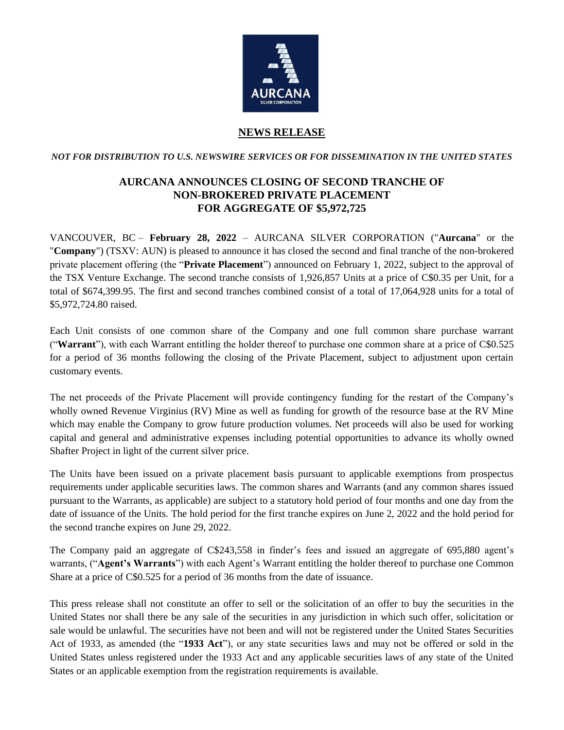# NEWS RELEASE

***NOT FOR DISTRIBUTION TO U.S. NEWSWIRE SERVICES OR FOR DISSEMINATION IN THE UNITED STATES***

## AURCANA ANNOUNCES CLOSING OF SECOND TRANCHE OF NON-BROKERED PRIVATE PLACEMENT FOR AGGREGATE OF $5,972,725

VANCOUVER, BC – **February 28, 2022** – AURCANA SILVER CORPORATION ("**Aurcana**" or the "**Company**") (TSXV: AUN) is pleased to announce it has closed the second and final tranche of the non-brokered private placement offering (the "**Private Placement**") announced on February 1, 2022, subject to the approval of the TSX Venture Exchange. The second tranche consists of 1,926,857 Units at a price of C$0.35 per Unit, for a total of $674,399.95. The first and second tranches combined consist of a total of 17,064,928 units for a total of $5,972,724.80 raised.

Each Unit consists of one common share of the Company and one full common share purchase warrant ("**Warrant**"), with each Warrant entitling the holder thereof to purchase one common share at a price of C$0.525 for a period of 36 months following the closing of the Private Placement, subject to adjustment upon certain customary events.

The net proceeds of the Private Placement will provide contingency funding for the restart of the Company's wholly owned Revenue Virginius (RV) Mine as well as funding for growth of the resource base at the RV Mine which may enable the Company to grow future production volumes. Net proceeds will also be used for working capital and general and administrative expenses including potential opportunities to advance its wholly owned Shafter Project in light of the current silver price.

The Units have been issued on a private placement basis pursuant to applicable exemptions from prospectus requirements under applicable securities laws. The common shares and Warrants (and any common shares issued pursuant to the Warrants, as applicable) are subject to a statutory hold period of four months and one day from the date of issuance of the Units. The hold period for the first tranche expires on June 2, 2022 and the hold period for the second tranche expires on June 29, 2022.

The Company paid an aggregate of C$243,558 in finder's fees and issued an aggregate of 695,880 agent's warrants, ("**Agent's Warrants**") with each Agent's Warrant entitling the holder thereof to purchase one Common Share at a price of C$0.525 for a period of 36 months from the date of issuance.

This press release shall not constitute an offer to sell or the solicitation of an offer to buy the securities in the United States nor shall there be any sale of the securities in any jurisdiction in which such offer, solicitation or sale would be unlawful. The securities have not been and will not be registered under the United States Securities Act of 1933, as amended (the "**1933 Act**"), or any state securities laws and may not be offered or sold in the United States unless registered under the 1933 Act and any applicable securities laws of any state of the United States or an applicable exemption from the registration requirements is available.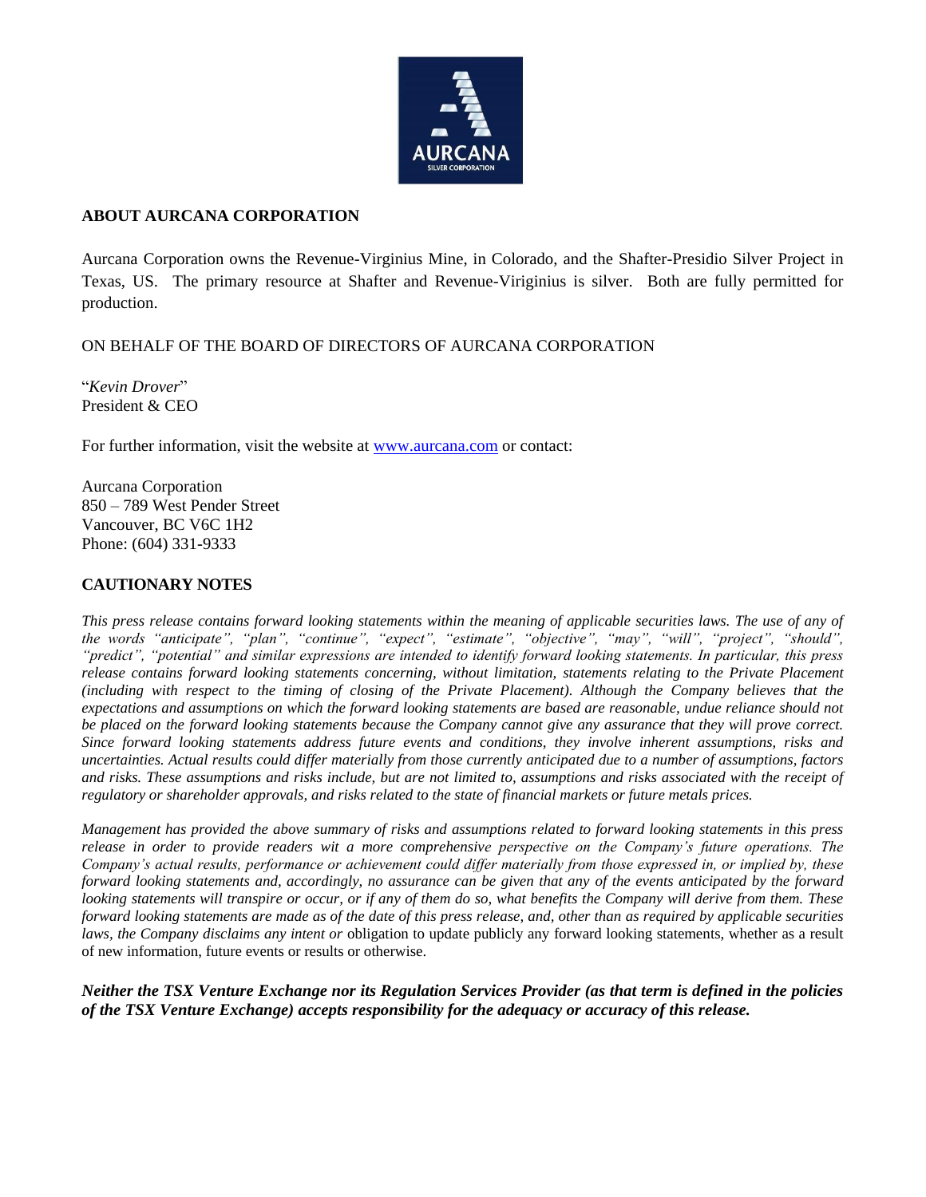## ABOUT AURCANA CORPORATION

Aurcana Corporation owns the Revenue-Virginius Mine, in Colorado, and the Shafter-Presidio Silver Project in Texas, US. The primary resource at Shafter and Revenue-Viriginius is silver. Both are fully permitted for production.

ON BEHALF OF THE BOARD OF DIRECTORS OF AURCANA CORPORATION

"*Kevin Drover*"
President & CEO

For further information, visit the website at [www.aurcana.com](http://www.aurcana.com) or contact:

Aurcana Corporation
850 – 789 West Pender Street
Vancouver, BC V6C 1H2
Phone: (604) 331-9333

## CAUTIONARY NOTES

*This press release contains forward looking statements within the meaning of applicable securities laws. The use of any of the words "anticipate", "plan", "continue", "expect", "estimate", "objective", "may", "will", "project", "should", "predict", "potential" and similar expressions are intended to identify forward looking statements. In particular, this press release contains forward looking statements concerning, without limitation, statements relating to the Private Placement (including with respect to the timing of closing of the Private Placement). Although the Company believes that the expectations and assumptions on which the forward looking statements are based are reasonable, undue reliance should not be placed on the forward looking statements because the Company cannot give any assurance that they will prove correct. Since forward looking statements address future events and conditions, they involve inherent assumptions, risks and uncertainties. Actual results could differ materially from those currently anticipated due to a number of assumptions, factors and risks. These assumptions and risks include, but are not limited to, assumptions and risks associated with the receipt of regulatory or shareholder approvals, and risks related to the state of financial markets or future metals prices.*

*Management has provided the above summary of risks and assumptions related to forward looking statements in this press release in order to provide readers wit a more comprehensive perspective on the Company's future operations. The Company's actual results, performance or achievement could differ materially from those expressed in, or implied by, these forward looking statements and, accordingly, no assurance can be given that any of the events anticipated by the forward looking statements will transpire or occur, or if any of them do so, what benefits the Company will derive from them. These forward looking statements are made as of the date of this press release, and, other than as required by applicable securities laws, the Company disclaims any intent or* obligation to update publicly any forward looking statements, whether as a result of new information, future events or results or otherwise.

***Neither the TSX Venture Exchange nor its Regulation Services Provider (as that term is defined in the policies of the TSX Venture Exchange) accepts responsibility for the adequacy or accuracy of this release.***